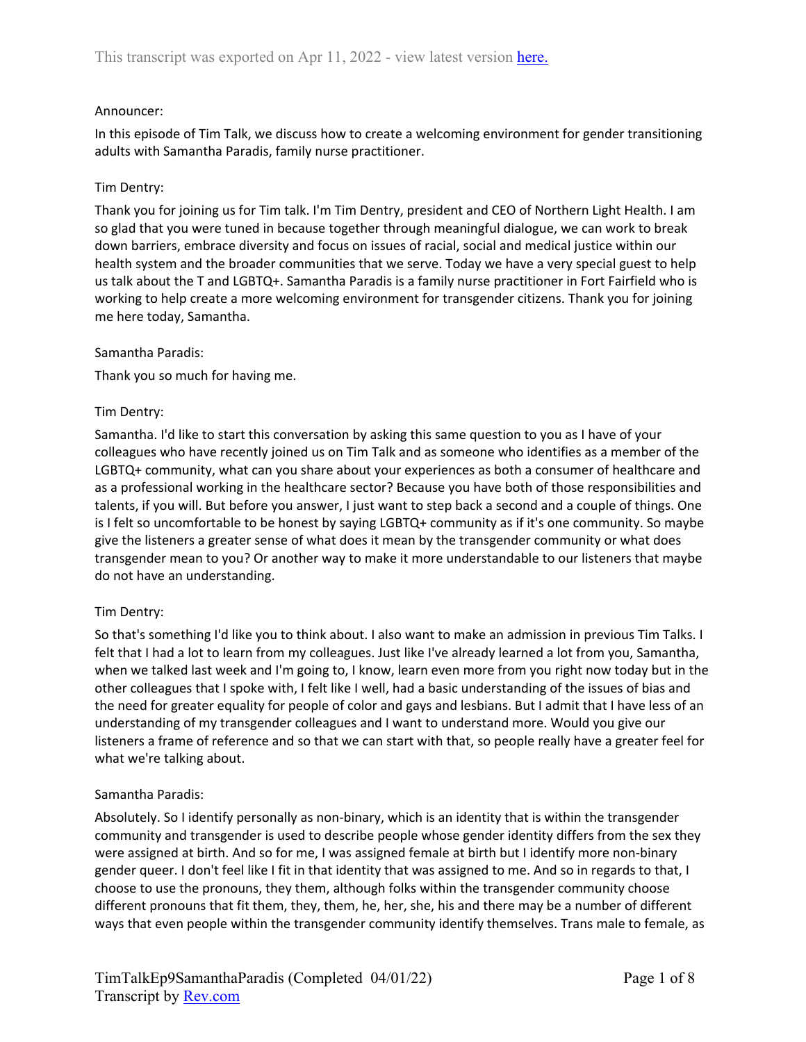This transcript was exported on Apr 11, 2022 - view latest version [here.](#)

Announcer:

In this episode of Tim Talk, we discuss how to create a welcoming environment for gender transitioning adults with Samantha Paradis, family nurse practitioner.

Tim Dentry:

Thank you for joining us for Tim talk. I'm Tim Dentry, president and CEO of Northern Light Health. I am so glad that you were tuned in because together through meaningful dialogue, we can work to break down barriers, embrace diversity and focus on issues of racial, social and medical justice within our health system and the broader communities that we serve. Today we have a very special guest to help us talk about the T and LGBTQ+. Samantha Paradis is a family nurse practitioner in Fort Fairfield who is working to help create a more welcoming environment for transgender citizens. Thank you for joining me here today, Samantha.

Samantha Paradis:

Thank you so much for having me.

Tim Dentry:

Samantha. I'd like to start this conversation by asking this same question to you as I have of your colleagues who have recently joined us on Tim Talk and as someone who identifies as a member of the LGBTQ+ community, what can you share about your experiences as both a consumer of healthcare and as a professional working in the healthcare sector? Because you have both of those responsibilities and talents, if you will. But before you answer, I just want to step back a second and a couple of things. One is I felt so uncomfortable to be honest by saying LGBTQ+ community as if it's one community. So maybe give the listeners a greater sense of what does it mean by the transgender community or what does transgender mean to you? Or another way to make it more understandable to our listeners that maybe do not have an understanding.

Tim Dentry:

So that's something I'd like you to think about. I also want to make an admission in previous Tim Talks. I felt that I had a lot to learn from my colleagues. Just like I've already learned a lot from you, Samantha, when we talked last week and I'm going to, I know, learn even more from you right now today but in the other colleagues that I spoke with, I felt like I well, had a basic understanding of the issues of bias and the need for greater equality for people of color and gays and lesbians. But I admit that I have less of an understanding of my transgender colleagues and I want to understand more. Would you give our listeners a frame of reference and so that we can start with that, so people really have a greater feel for what we're talking about.

Samantha Paradis:

Absolutely. So I identify personally as non-binary, which is an identity that is within the transgender community and transgender is used to describe people whose gender identity differs from the sex they were assigned at birth. And so for me, I was assigned female at birth but I identify more non-binary gender queer. I don't feel like I fit in that identity that was assigned to me. And so in regards to that, I choose to use the pronouns, they them, although folks within the transgender community choose different pronouns that fit them, they, them, he, her, she, his and there may be a number of different ways that even people within the transgender community identify themselves. Trans male to female, as

TimTalkEp9SamanthaParadis (Completed 04/01/22)
Transcript by [Rev.com](#)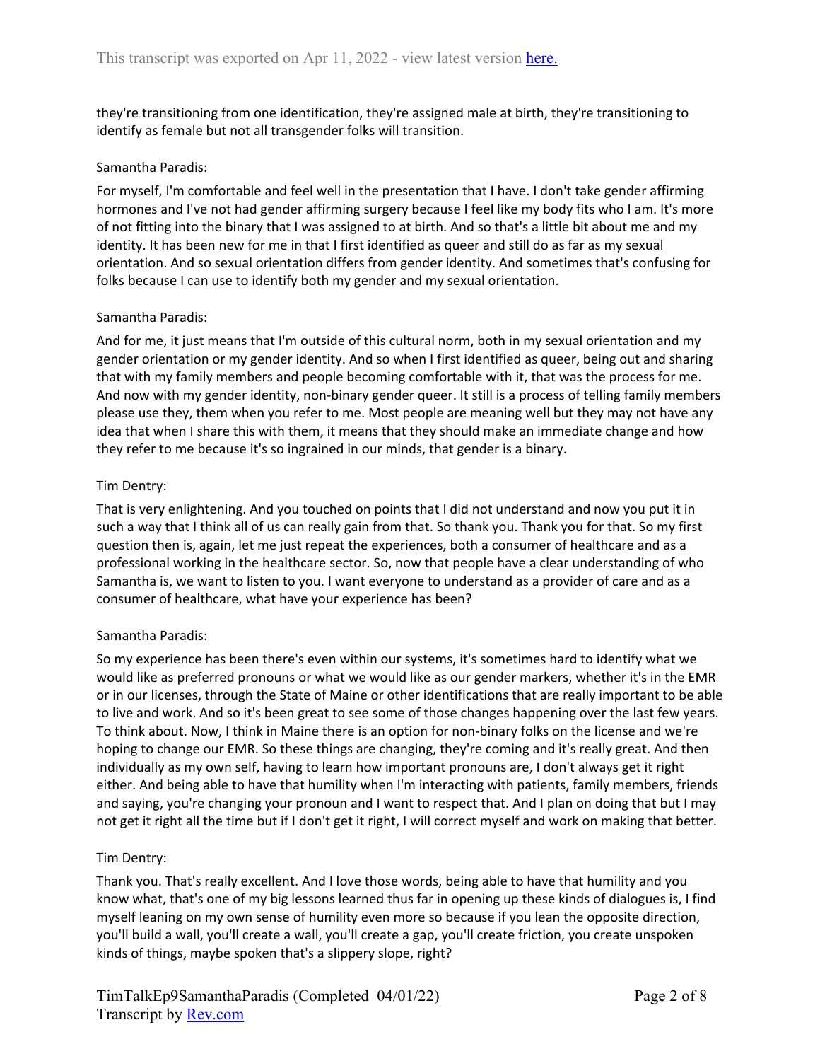they're transitioning from one identification, they're assigned male at birth, they're transitioning to identify as female but not all transgender folks will transition.

Samantha Paradis:

For myself, I'm comfortable and feel well in the presentation that I have. I don't take gender affirming hormones and I've not had gender affirming surgery because I feel like my body fits who I am. It's more of not fitting into the binary that I was assigned to at birth. And so that's a little bit about me and my identity. It has been new for me in that I first identified as queer and still do as far as my sexual orientation. And so sexual orientation differs from gender identity. And sometimes that's confusing for folks because I can use to identify both my gender and my sexual orientation.

Samantha Paradis:

And for me, it just means that I'm outside of this cultural norm, both in my sexual orientation and my gender orientation or my gender identity. And so when I first identified as queer, being out and sharing that with my family members and people becoming comfortable with it, that was the process for me. And now with my gender identity, non-binary gender queer. It still is a process of telling family members please use they, them when you refer to me. Most people are meaning well but they may not have any idea that when I share this with them, it means that they should make an immediate change and how they refer to me because it's so ingrained in our minds, that gender is a binary.

Tim Dentry:

That is very enlightening. And you touched on points that I did not understand and now you put it in such a way that I think all of us can really gain from that. So thank you. Thank you for that. So my first question then is, again, let me just repeat the experiences, both a consumer of healthcare and as a professional working in the healthcare sector. So, now that people have a clear understanding of who Samantha is, we want to listen to you. I want everyone to understand as a provider of care and as a consumer of healthcare, what have your experience has been?

Samantha Paradis:

So my experience has been there's even within our systems, it's sometimes hard to identify what we would like as preferred pronouns or what we would like as our gender markers, whether it's in the EMR or in our licenses, through the State of Maine or other identifications that are really important to be able to live and work. And so it's been great to see some of those changes happening over the last few years. To think about. Now, I think in Maine there is an option for non-binary folks on the license and we're hoping to change our EMR. So these things are changing, they're coming and it's really great. And then individually as my own self, having to learn how important pronouns are, I don't always get it right either. And being able to have that humility when I'm interacting with patients, family members, friends and saying, you're changing your pronoun and I want to respect that. And I plan on doing that but I may not get it right all the time but if I don't get it right, I will correct myself and work on making that better.

Tim Dentry:

Thank you. That's really excellent. And I love those words, being able to have that humility and you know what, that's one of my big lessons learned thus far in opening up these kinds of dialogues is, I find myself leaning on my own sense of humility even more so because if you lean the opposite direction, you'll build a wall, you'll create a wall, you'll create a gap, you'll create friction, you create unspoken kinds of things, maybe spoken that's a slippery slope, right?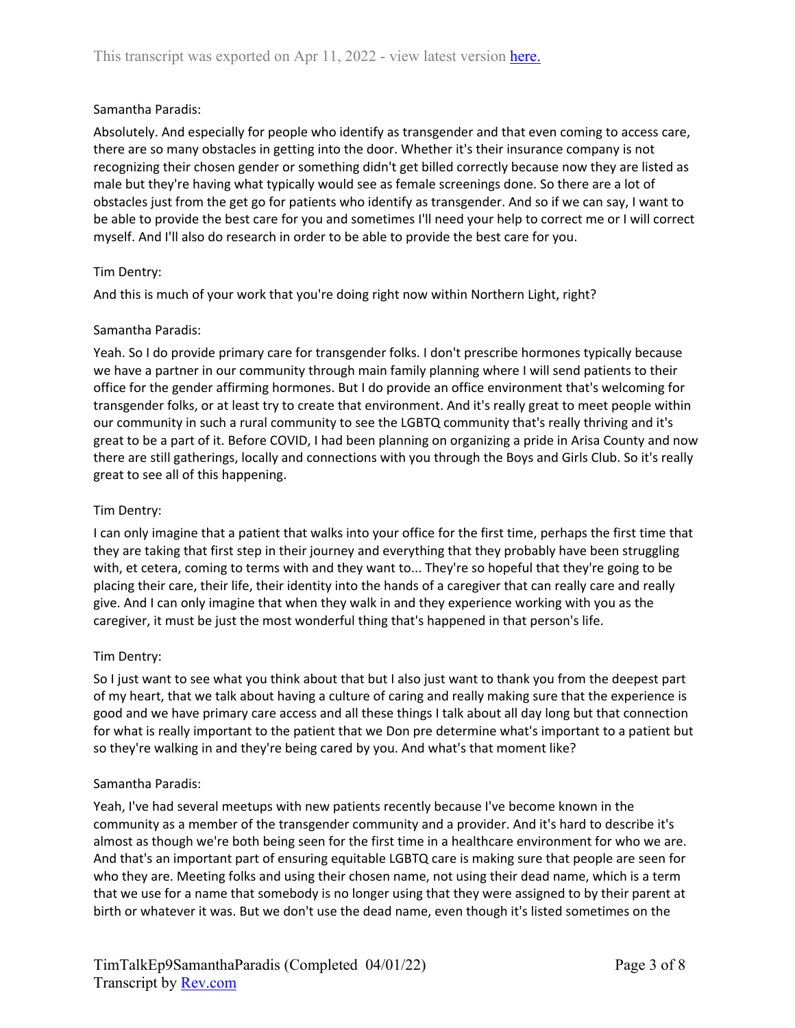Samantha Paradis:

Absolutely. And especially for people who identify as transgender and that even coming to access care, there are so many obstacles in getting into the door. Whether it's their insurance company is not recognizing their chosen gender or something didn't get billed correctly because now they are listed as male but they're having what typically would see as female screenings done. So there are a lot of obstacles just from the get go for patients who identify as transgender. And so if we can say, I want to be able to provide the best care for you and sometimes I'll need your help to correct me or I will correct myself. And I'll also do research in order to be able to provide the best care for you.

Tim Dentry:

And this is much of your work that you're doing right now within Northern Light, right?

Samantha Paradis:

Yeah. So I do provide primary care for transgender folks. I don't prescribe hormones typically because we have a partner in our community through main family planning where I will send patients to their office for the gender affirming hormones. But I do provide an office environment that's welcoming for transgender folks, or at least try to create that environment. And it's really great to meet people within our community in such a rural community to see the LGBTQ community that's really thriving and it's great to be a part of it. Before COVID, I had been planning on organizing a pride in Arisa County and now there are still gatherings, locally and connections with you through the Boys and Girls Club. So it's really great to see all of this happening.

Tim Dentry:

I can only imagine that a patient that walks into your office for the first time, perhaps the first time that they are taking that first step in their journey and everything that they probably have been struggling with, et cetera, coming to terms with and they want to... They're so hopeful that they're going to be placing their care, their life, their identity into the hands of a caregiver that can really care and really give. And I can only imagine that when they walk in and they experience working with you as the caregiver, it must be just the most wonderful thing that's happened in that person's life.

Tim Dentry:

So I just want to see what you think about that but I also just want to thank you from the deepest part of my heart, that we talk about having a culture of caring and really making sure that the experience is good and we have primary care access and all these things I talk about all day long but that connection for what is really important to the patient that we Don pre determine what's important to a patient but so they're walking in and they're being cared by you. And what's that moment like?

Samantha Paradis:

Yeah, I've had several meetups with new patients recently because I've become known in the community as a member of the transgender community and a provider. And it's hard to describe it's almost as though we're both being seen for the first time in a healthcare environment for who we are. And that's an important part of ensuring equitable LGBTQ care is making sure that people are seen for who they are. Meeting folks and using their chosen name, not using their dead name, which is a term that we use for a name that somebody is no longer using that they were assigned to by their parent at birth or whatever it was. But we don't use the dead name, even though it's listed sometimes on the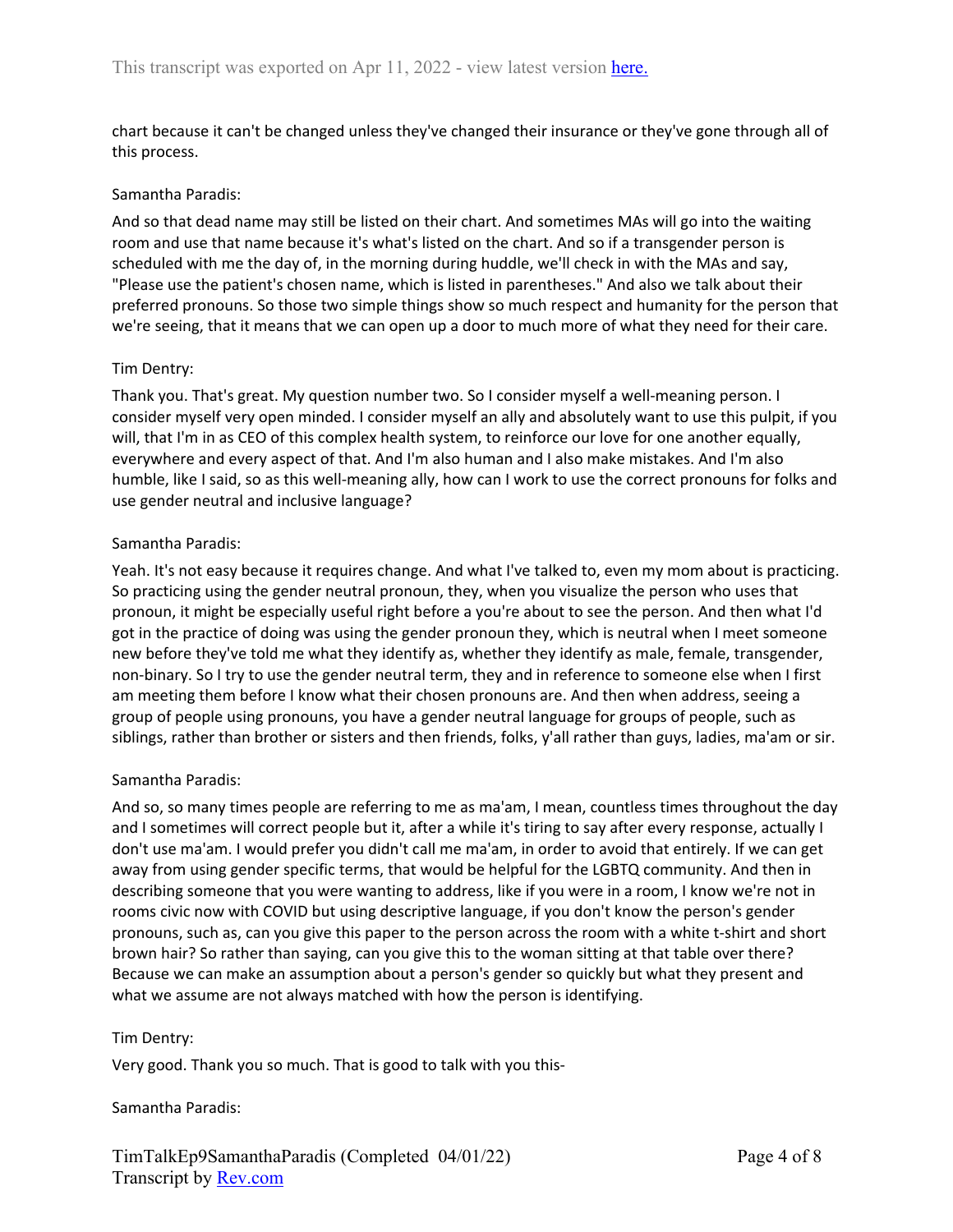chart because it can't be changed unless they've changed their insurance or they've gone through all of this process.

Samantha Paradis:

And so that dead name may still be listed on their chart. And sometimes MAs will go into the waiting room and use that name because it's what's listed on the chart. And so if a transgender person is scheduled with me the day of, in the morning during huddle, we'll check in with the MAs and say, "Please use the patient's chosen name, which is listed in parentheses." And also we talk about their preferred pronouns. So those two simple things show so much respect and humanity for the person that we're seeing, that it means that we can open up a door to much more of what they need for their care.

Tim Dentry:

Thank you. That's great. My question number two. So I consider myself a well-meaning person. I consider myself very open minded. I consider myself an ally and absolutely want to use this pulpit, if you will, that I'm in as CEO of this complex health system, to reinforce our love for one another equally, everywhere and every aspect of that. And I'm also human and I also make mistakes. And I'm also humble, like I said, so as this well-meaning ally, how can I work to use the correct pronouns for folks and use gender neutral and inclusive language?

Samantha Paradis:

Yeah. It's not easy because it requires change. And what I've talked to, even my mom about is practicing. So practicing using the gender neutral pronoun, they, when you visualize the person who uses that pronoun, it might be especially useful right before a you're about to see the person. And then what I'd got in the practice of doing was using the gender pronoun they, which is neutral when I meet someone new before they've told me what they identify as, whether they identify as male, female, transgender, non-binary. So I try to use the gender neutral term, they and in reference to someone else when I first am meeting them before I know what their chosen pronouns are. And then when address, seeing a group of people using pronouns, you have a gender neutral language for groups of people, such as siblings, rather than brother or sisters and then friends, folks, y'all rather than guys, ladies, ma'am or sir.

Samantha Paradis:

And so, so many times people are referring to me as ma'am, I mean, countless times throughout the day and I sometimes will correct people but it, after a while it's tiring to say after every response, actually I don't use ma'am. I would prefer you didn't call me ma'am, in order to avoid that entirely. If we can get away from using gender specific terms, that would be helpful for the LGBTQ community. And then in describing someone that you were wanting to address, like if you were in a room, I know we're not in rooms civic now with COVID but using descriptive language, if you don't know the person's gender pronouns, such as, can you give this paper to the person across the room with a white t-shirt and short brown hair? So rather than saying, can you give this to the woman sitting at that table over there? Because we can make an assumption about a person's gender so quickly but what they present and what we assume are not always matched with how the person is identifying.

Tim Dentry:

Very good. Thank you so much. That is good to talk with you this-

Samantha Paradis: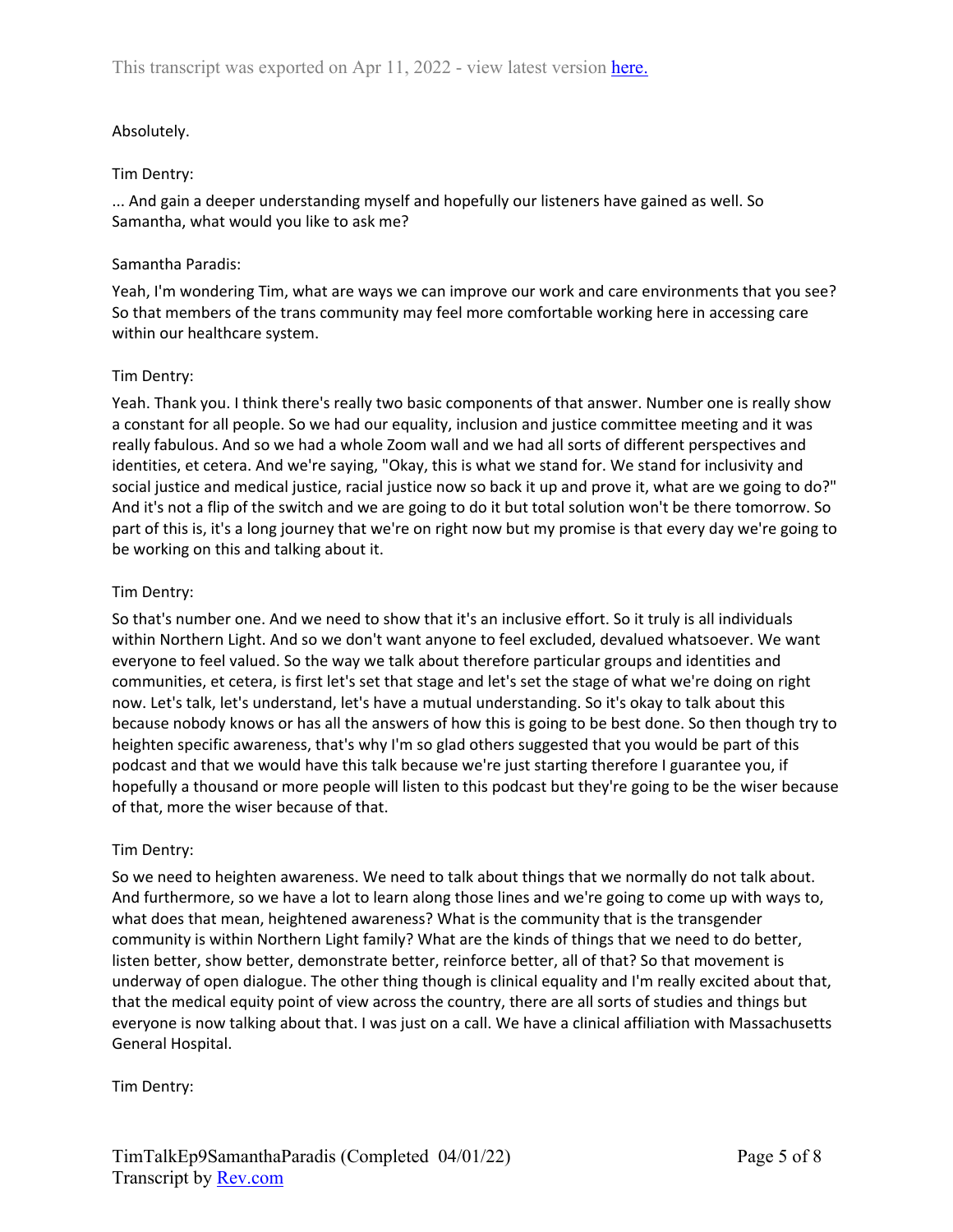Absolutely.

Tim Dentry:

... And gain a deeper understanding myself and hopefully our listeners have gained as well. So Samantha, what would you like to ask me?

Samantha Paradis:

Yeah, I'm wondering Tim, what are ways we can improve our work and care environments that you see? So that members of the trans community may feel more comfortable working here in accessing care within our healthcare system.

Tim Dentry:

Yeah. Thank you. I think there's really two basic components of that answer. Number one is really show a constant for all people. So we had our equality, inclusion and justice committee meeting and it was really fabulous. And so we had a whole Zoom wall and we had all sorts of different perspectives and identities, et cetera. And we're saying, "Okay, this is what we stand for. We stand for inclusivity and social justice and medical justice, racial justice now so back it up and prove it, what are we going to do?" And it's not a flip of the switch and we are going to do it but total solution won't be there tomorrow. So part of this is, it's a long journey that we're on right now but my promise is that every day we're going to be working on this and talking about it.

Tim Dentry:

So that's number one. And we need to show that it's an inclusive effort. So it truly is all individuals within Northern Light. And so we don't want anyone to feel excluded, devalued whatsoever. We want everyone to feel valued. So the way we talk about therefore particular groups and identities and communities, et cetera, is first let's set that stage and let's set the stage of what we're doing on right now. Let's talk, let's understand, let's have a mutual understanding. So it's okay to talk about this because nobody knows or has all the answers of how this is going to be best done. So then though try to heighten specific awareness, that's why I'm so glad others suggested that you would be part of this podcast and that we would have this talk because we're just starting therefore I guarantee you, if hopefully a thousand or more people will listen to this podcast but they're going to be the wiser because of that, more the wiser because of that.

Tim Dentry:

So we need to heighten awareness. We need to talk about things that we normally do not talk about. And furthermore, so we have a lot to learn along those lines and we're going to come up with ways to, what does that mean, heightened awareness? What is the community that is the transgender community is within Northern Light family? What are the kinds of things that we need to do better, listen better, show better, demonstrate better, reinforce better, all of that? So that movement is underway of open dialogue. The other thing though is clinical equality and I'm really excited about that, that the medical equity point of view across the country, there are all sorts of studies and things but everyone is now talking about that. I was just on a call. We have a clinical affiliation with Massachusetts General Hospital.

Tim Dentry: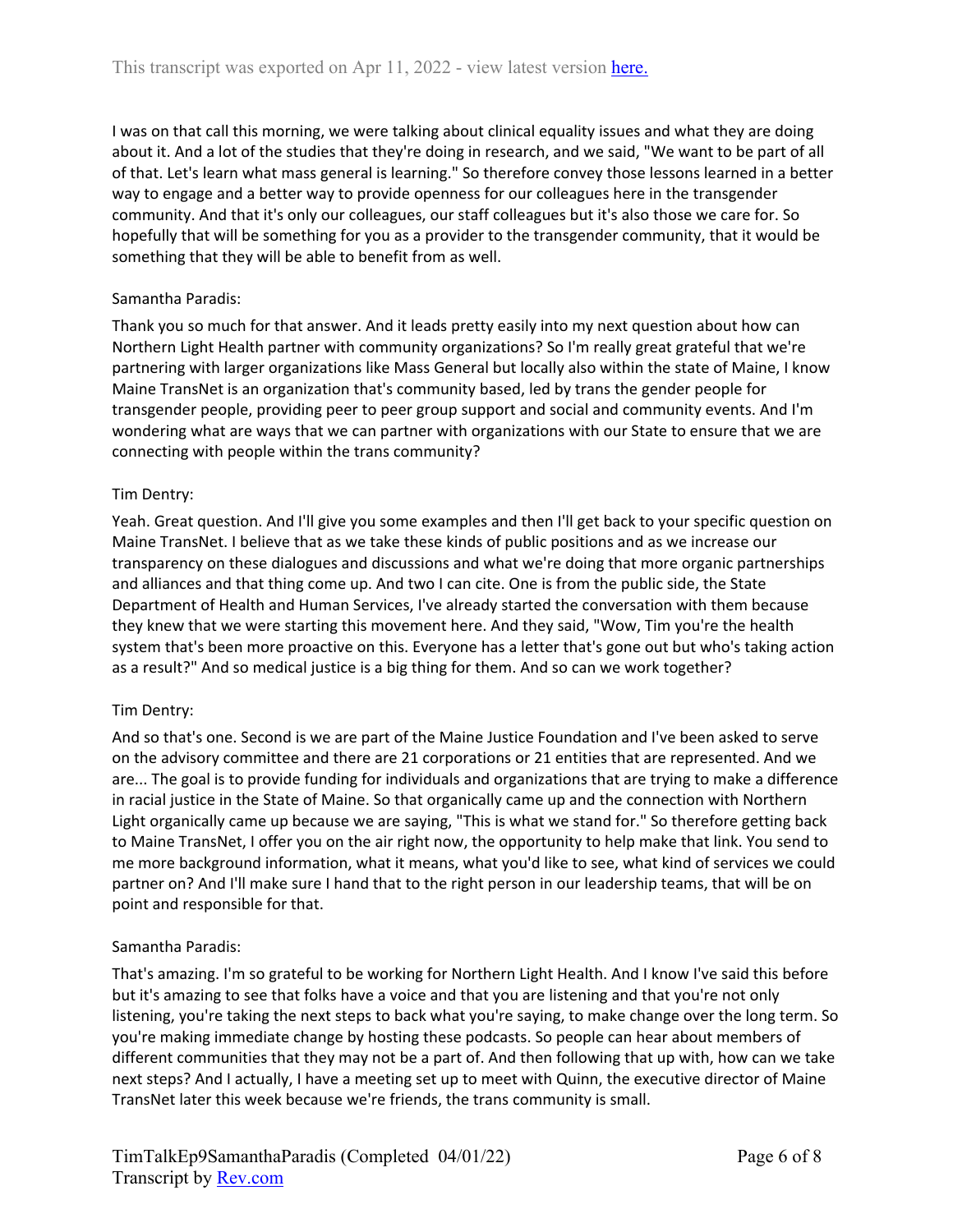I was on that call this morning, we were talking about clinical equality issues and what they are doing about it. And a lot of the studies that they're doing in research, and we said, "We want to be part of all of that. Let's learn what mass general is learning." So therefore convey those lessons learned in a better way to engage and a better way to provide openness for our colleagues here in the transgender community. And that it's only our colleagues, our staff colleagues but it's also those we care for. So hopefully that will be something for you as a provider to the transgender community, that it would be something that they will be able to benefit from as well.

Samantha Paradis:

Thank you so much for that answer. And it leads pretty easily into my next question about how can Northern Light Health partner with community organizations? So I'm really great grateful that we're partnering with larger organizations like Mass General but locally also within the state of Maine, I know Maine TransNet is an organization that's community based, led by trans the gender people for transgender people, providing peer to peer group support and social and community events. And I'm wondering what are ways that we can partner with organizations with our State to ensure that we are connecting with people within the trans community?

Tim Dentry:

Yeah. Great question. And I'll give you some examples and then I'll get back to your specific question on Maine TransNet. I believe that as we take these kinds of public positions and as we increase our transparency on these dialogues and discussions and what we're doing that more organic partnerships and alliances and that thing come up. And two I can cite. One is from the public side, the State Department of Health and Human Services, I've already started the conversation with them because they knew that we were starting this movement here. And they said, "Wow, Tim you're the health system that's been more proactive on this. Everyone has a letter that's gone out but who's taking action as a result?" And so medical justice is a big thing for them. And so can we work together?

Tim Dentry:

And so that's one. Second is we are part of the Maine Justice Foundation and I've been asked to serve on the advisory committee and there are 21 corporations or 21 entities that are represented. And we are... The goal is to provide funding for individuals and organizations that are trying to make a difference in racial justice in the State of Maine. So that organically came up and the connection with Northern Light organically came up because we are saying, "This is what we stand for." So therefore getting back to Maine TransNet, I offer you on the air right now, the opportunity to help make that link. You send to me more background information, what it means, what you'd like to see, what kind of services we could partner on? And I'll make sure I hand that to the right person in our leadership teams, that will be on point and responsible for that.

Samantha Paradis:

That's amazing. I'm so grateful to be working for Northern Light Health. And I know I've said this before but it's amazing to see that folks have a voice and that you are listening and that you're not only listening, you're taking the next steps to back what you're saying, to make change over the long term. So you're making immediate change by hosting these podcasts. So people can hear about members of different communities that they may not be a part of. And then following that up with, how can we take next steps? And I actually, I have a meeting set up to meet with Quinn, the executive director of Maine TransNet later this week because we're friends, the trans community is small.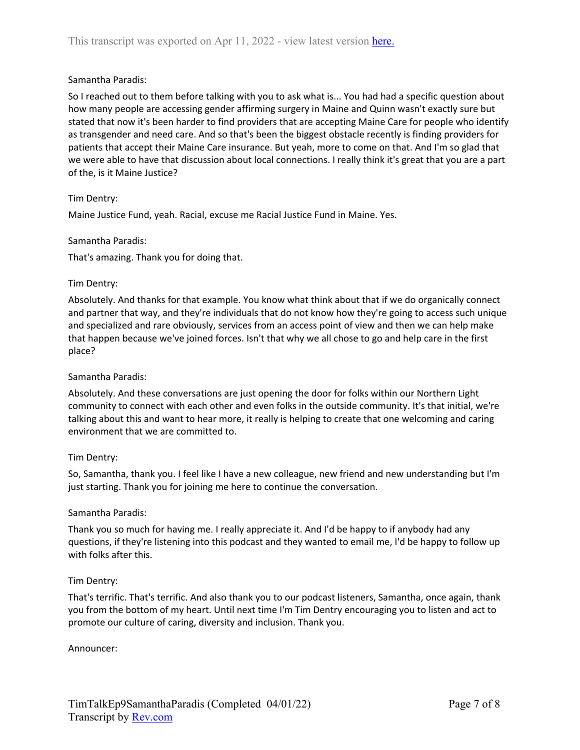Samantha Paradis:

So I reached out to them before talking with you to ask what is... You had had a specific question about how many people are accessing gender affirming surgery in Maine and Quinn wasn't exactly sure but stated that now it's been harder to find providers that are accepting Maine Care for people who identify as transgender and need care. And so that's been the biggest obstacle recently is finding providers for patients that accept their Maine Care insurance. But yeah, more to come on that. And I'm so glad that we were able to have that discussion about local connections. I really think it's great that you are a part of the, is it Maine Justice?

Tim Dentry:

Maine Justice Fund, yeah. Racial, excuse me Racial Justice Fund in Maine. Yes.

Samantha Paradis:

That's amazing. Thank you for doing that.

Tim Dentry:

Absolutely. And thanks for that example. You know what think about that if we do organically connect and partner that way, and they're individuals that do not know how they're going to access such unique and specialized and rare obviously, services from an access point of view and then we can help make that happen because we've joined forces. Isn't that why we all chose to go and help care in the first place?

Samantha Paradis:

Absolutely. And these conversations are just opening the door for folks within our Northern Light community to connect with each other and even folks in the outside community. It's that initial, we're talking about this and want to hear more, it really is helping to create that one welcoming and caring environment that we are committed to.

Tim Dentry:

So, Samantha, thank you. I feel like I have a new colleague, new friend and new understanding but I'm just starting. Thank you for joining me here to continue the conversation.

Samantha Paradis:

Thank you so much for having me. I really appreciate it. And I'd be happy to if anybody had any questions, if they're listening into this podcast and they wanted to email me, I'd be happy to follow up with folks after this.

Tim Dentry:

That's terrific. That's terrific. And also thank you to our podcast listeners, Samantha, once again, thank you from the bottom of my heart. Until next time I'm Tim Dentry encouraging you to listen and act to promote our culture of caring, diversity and inclusion. Thank you.

Announcer: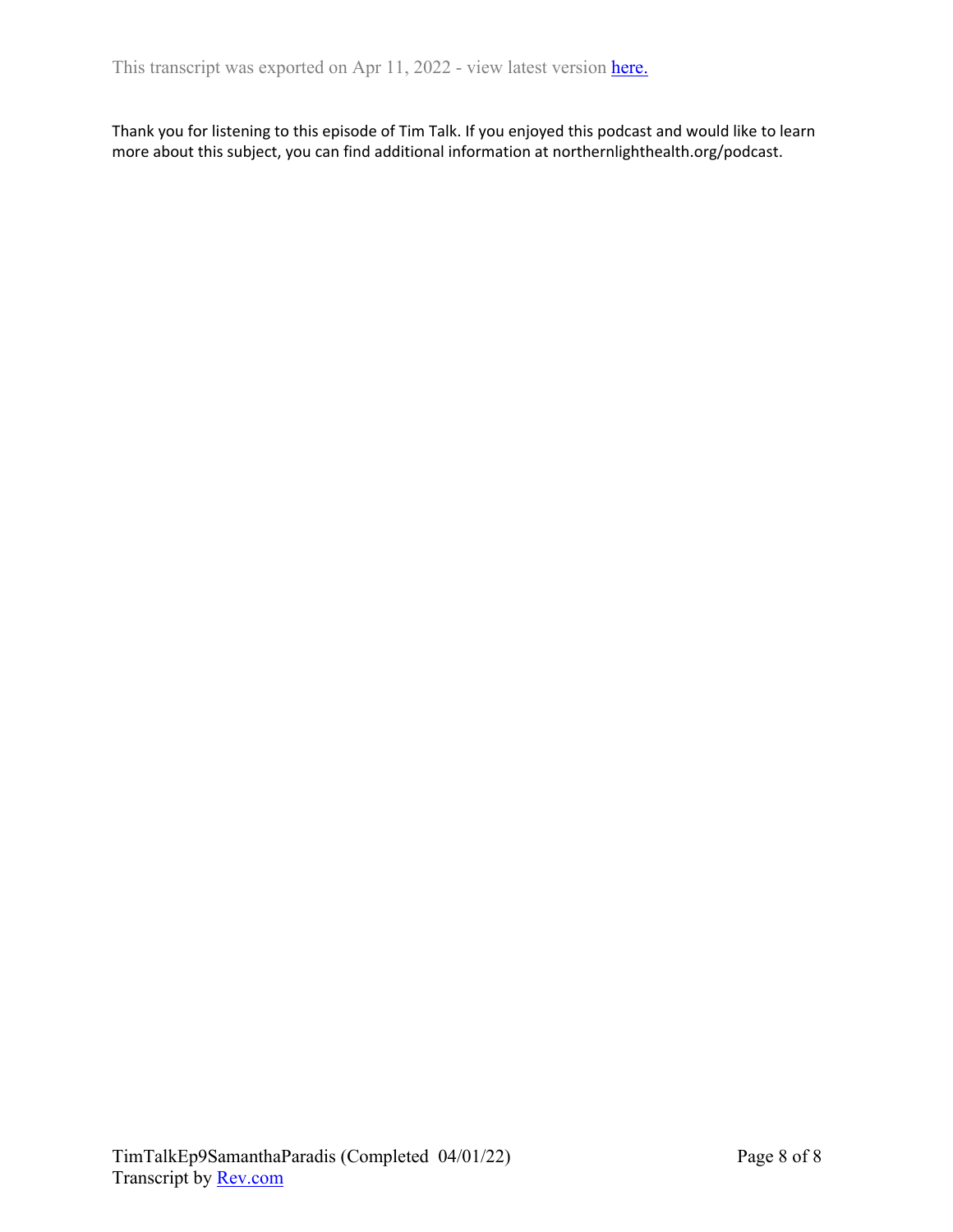Thank you for listening to this episode of Tim Talk. If you enjoyed this podcast and would like to learn more about this subject, you can find additional information at northernlighthealth.org/podcast.